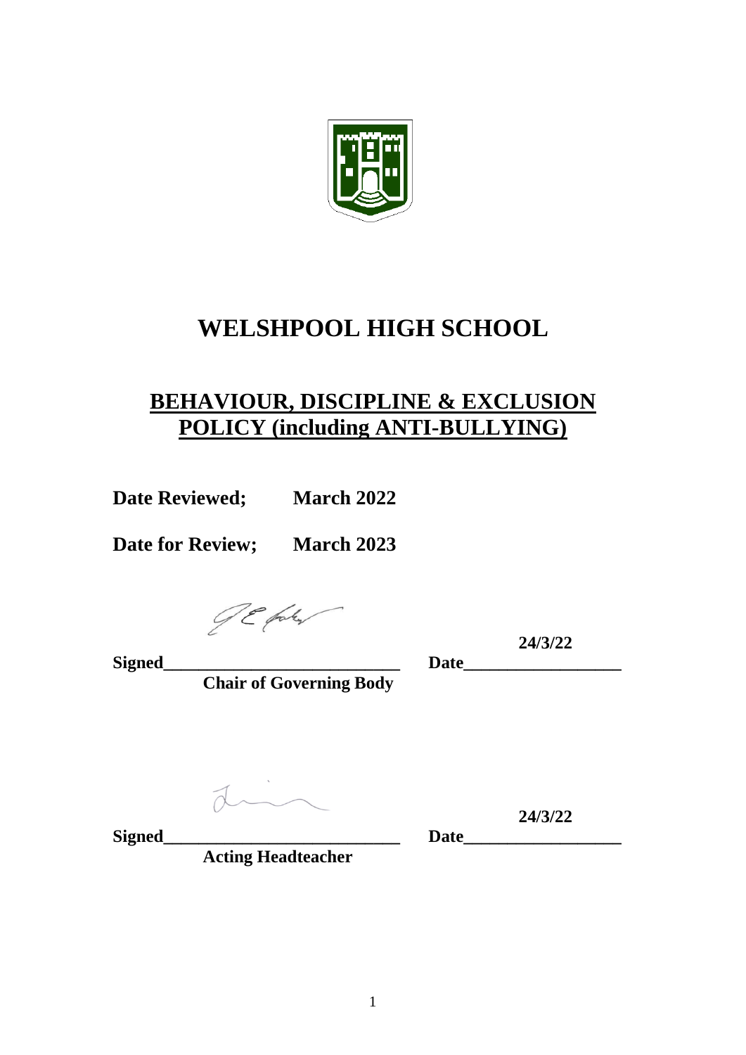# WELSHPOOL HIGH SCHOOL

## BEHAVIOUR, DISCIPLINE & EXCLUSION POLICY (including ANTI-BULLYING)

**Date Reviewed; March 2022**

**Date for Review; March 2023**

**Signed**___________________________ **Date** **24/3/22**

**Chair of Governing Body**

**Signed**___________________________ **Date** **24/3/22**

**Acting Headteacher**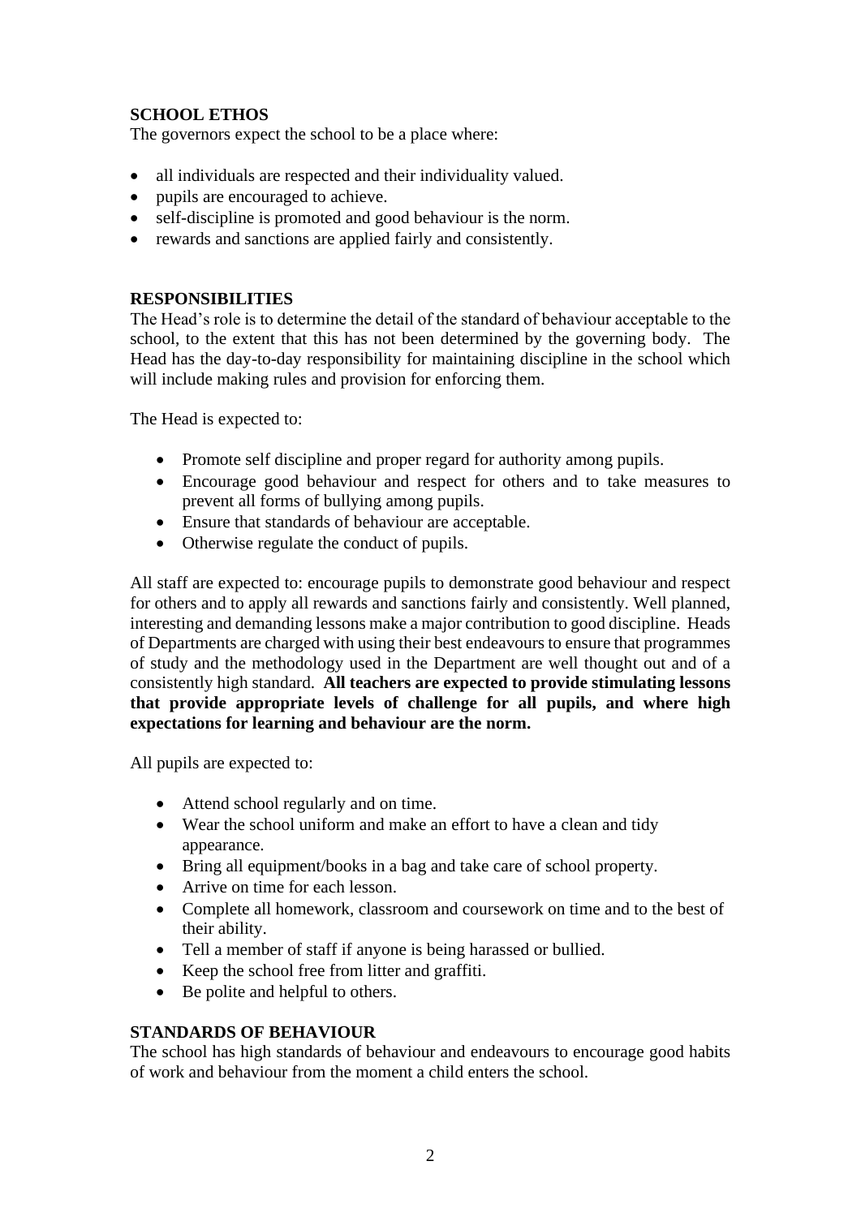## SCHOOL ETHOS

The governors expect the school to be a place where:

- all individuals are respected and their individuality valued.
- pupils are encouraged to achieve.
- self-discipline is promoted and good behaviour is the norm.
- rewards and sanctions are applied fairly and consistently.

## RESPONSIBILITIES

The Head's role is to determine the detail of the standard of behaviour acceptable to the school, to the extent that this has not been determined by the governing body. The Head has the day-to-day responsibility for maintaining discipline in the school which will include making rules and provision for enforcing them.

The Head is expected to:

- Promote self discipline and proper regard for authority among pupils.
- Encourage good behaviour and respect for others and to take measures to prevent all forms of bullying among pupils.
- Ensure that standards of behaviour are acceptable.
- Otherwise regulate the conduct of pupils.

All staff are expected to: encourage pupils to demonstrate good behaviour and respect for others and to apply all rewards and sanctions fairly and consistently. Well planned, interesting and demanding lessons make a major contribution to good discipline. Heads of Departments are charged with using their best endeavours to ensure that programmes of study and the methodology used in the Department are well thought out and of a consistently high standard. **All teachers are expected to provide stimulating lessons that provide appropriate levels of challenge for all pupils, and where high expectations for learning and behaviour are the norm.**

All pupils are expected to:

- Attend school regularly and on time.
- Wear the school uniform and make an effort to have a clean and tidy appearance.
- Bring all equipment/books in a bag and take care of school property.
- Arrive on time for each lesson.
- Complete all homework, classroom and coursework on time and to the best of their ability.
- Tell a member of staff if anyone is being harassed or bullied.
- Keep the school free from litter and graffiti.
- Be polite and helpful to others.

## STANDARDS OF BEHAVIOUR

The school has high standards of behaviour and endeavours to encourage good habits of work and behaviour from the moment a child enters the school.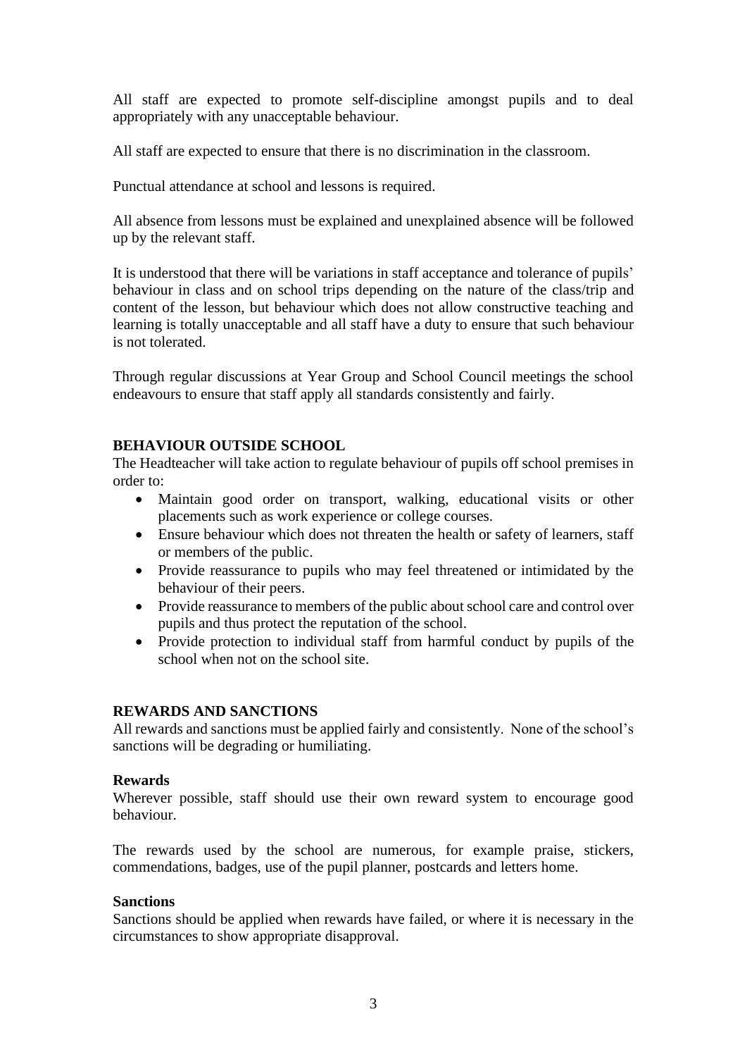All staff are expected to promote self-discipline amongst pupils and to deal appropriately with any unacceptable behaviour.

All staff are expected to ensure that there is no discrimination in the classroom.

Punctual attendance at school and lessons is required.

All absence from lessons must be explained and unexplained absence will be followed up by the relevant staff.

It is understood that there will be variations in staff acceptance and tolerance of pupils' behaviour in class and on school trips depending on the nature of the class/trip and content of the lesson, but behaviour which does not allow constructive teaching and learning is totally unacceptable and all staff have a duty to ensure that such behaviour is not tolerated.

Through regular discussions at Year Group and School Council meetings the school endeavours to ensure that staff apply all standards consistently and fairly.

## BEHAVIOUR OUTSIDE SCHOOL

The Headteacher will take action to regulate behaviour of pupils off school premises in order to:

- Maintain good order on transport, walking, educational visits or other placements such as work experience or college courses.
- Ensure behaviour which does not threaten the health or safety of learners, staff or members of the public.
- Provide reassurance to pupils who may feel threatened or intimidated by the behaviour of their peers.
- Provide reassurance to members of the public about school care and control over pupils and thus protect the reputation of the school.
- Provide protection to individual staff from harmful conduct by pupils of the school when not on the school site.

## REWARDS AND SANCTIONS

All rewards and sanctions must be applied fairly and consistently. None of the school's sanctions will be degrading or humiliating.

### Rewards

Wherever possible, staff should use their own reward system to encourage good behaviour.

The rewards used by the school are numerous, for example praise, stickers, commendations, badges, use of the pupil planner, postcards and letters home.

### Sanctions

Sanctions should be applied when rewards have failed, or where it is necessary in the circumstances to show appropriate disapproval.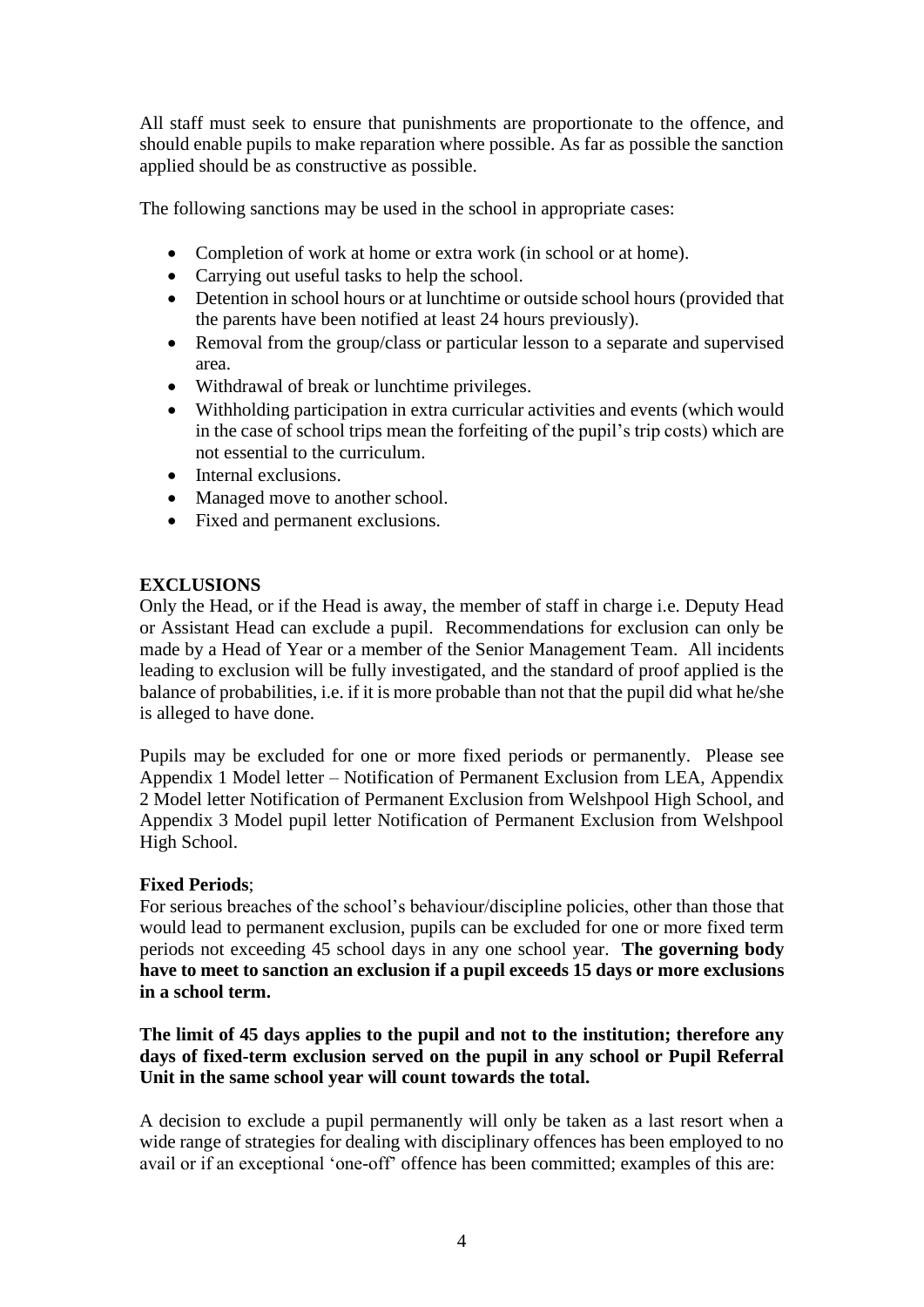All staff must seek to ensure that punishments are proportionate to the offence, and should enable pupils to make reparation where possible. As far as possible the sanction applied should be as constructive as possible.

The following sanctions may be used in the school in appropriate cases:

- Completion of work at home or extra work (in school or at home).
- Carrying out useful tasks to help the school.
- Detention in school hours or at lunchtime or outside school hours (provided that the parents have been notified at least 24 hours previously).
- Removal from the group/class or particular lesson to a separate and supervised area.
- Withdrawal of break or lunchtime privileges.
- Withholding participation in extra curricular activities and events (which would in the case of school trips mean the forfeiting of the pupil's trip costs) which are not essential to the curriculum.
- Internal exclusions.
- Managed move to another school.
- Fixed and permanent exclusions.

**EXCLUSIONS**

Only the Head, or if the Head is away, the member of staff in charge i.e. Deputy Head or Assistant Head can exclude a pupil. Recommendations for exclusion can only be made by a Head of Year or a member of the Senior Management Team. All incidents leading to exclusion will be fully investigated, and the standard of proof applied is the balance of probabilities, i.e. if it is more probable than not that the pupil did what he/she is alleged to have done.

Pupils may be excluded for one or more fixed periods or permanently. Please see Appendix 1 Model letter – Notification of Permanent Exclusion from LEA, Appendix 2 Model letter Notification of Permanent Exclusion from Welshpool High School, and Appendix 3 Model pupil letter Notification of Permanent Exclusion from Welshpool High School.

**Fixed Periods**;

For serious breaches of the school's behaviour/discipline policies, other than those that would lead to permanent exclusion, pupils can be excluded for one or more fixed term periods not exceeding 45 school days in any one school year. **The governing body have to meet to sanction an exclusion if a pupil exceeds 15 days or more exclusions in a school term.**

**The limit of 45 days applies to the pupil and not to the institution; therefore any days of fixed-term exclusion served on the pupil in any school or Pupil Referral Unit in the same school year will count towards the total.**

A decision to exclude a pupil permanently will only be taken as a last resort when a wide range of strategies for dealing with disciplinary offences has been employed to no avail or if an exceptional 'one-off' offence has been committed; examples of this are: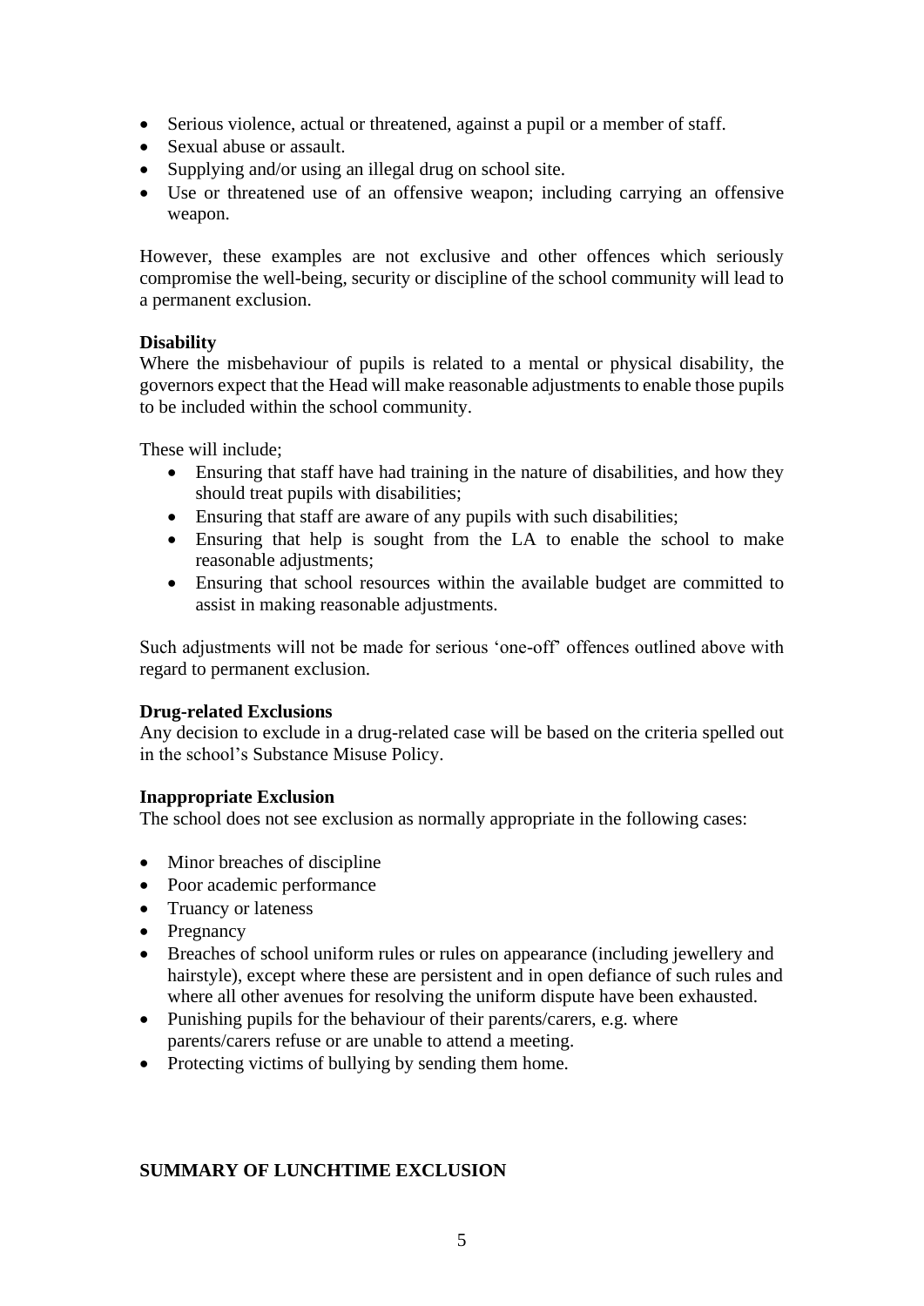- Serious violence, actual or threatened, against a pupil or a member of staff.
- Sexual abuse or assault.
- Supplying and/or using an illegal drug on school site.
- Use or threatened use of an offensive weapon; including carrying an offensive weapon.

However, these examples are not exclusive and other offences which seriously compromise the well-being, security or discipline of the school community will lead to a permanent exclusion.

**Disability**

Where the misbehaviour of pupils is related to a mental or physical disability, the governors expect that the Head will make reasonable adjustments to enable those pupils to be included within the school community.

These will include;

- Ensuring that staff have had training in the nature of disabilities, and how they should treat pupils with disabilities;
- Ensuring that staff are aware of any pupils with such disabilities;
- Ensuring that help is sought from the LA to enable the school to make reasonable adjustments;
- Ensuring that school resources within the available budget are committed to assist in making reasonable adjustments.

Such adjustments will not be made for serious 'one-off' offences outlined above with regard to permanent exclusion.

**Drug-related Exclusions**

Any decision to exclude in a drug-related case will be based on the criteria spelled out in the school's Substance Misuse Policy.

**Inappropriate Exclusion**

The school does not see exclusion as normally appropriate in the following cases:

- Minor breaches of discipline
- Poor academic performance
- Truancy or lateness
- Pregnancy
- Breaches of school uniform rules or rules on appearance (including jewellery and hairstyle), except where these are persistent and in open defiance of such rules and where all other avenues for resolving the uniform dispute have been exhausted.
- Punishing pupils for the behaviour of their parents/carers, e.g. where parents/carers refuse or are unable to attend a meeting.
- Protecting victims of bullying by sending them home.

**SUMMARY OF LUNCHTIME EXCLUSION**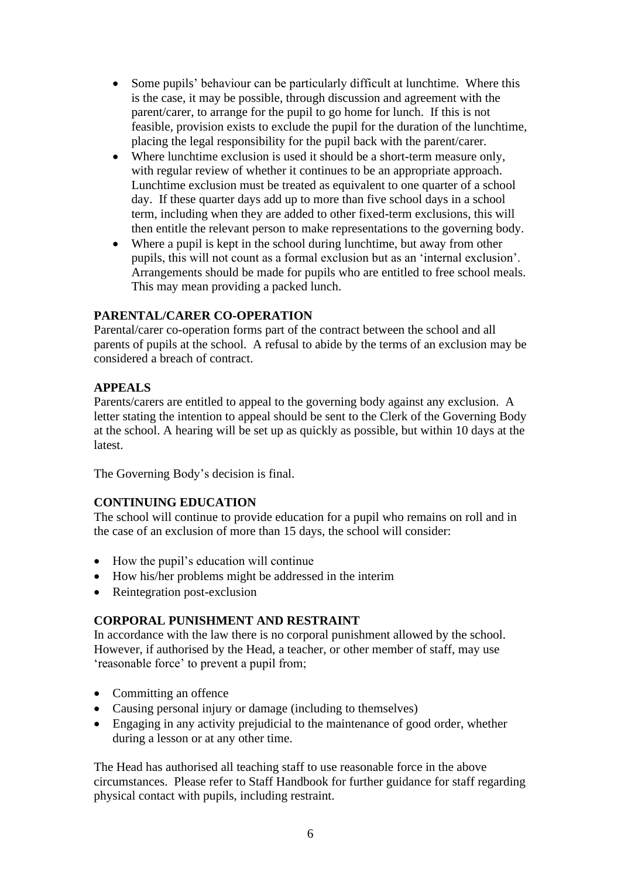- Some pupils' behaviour can be particularly difficult at lunchtime. Where this is the case, it may be possible, through discussion and agreement with the parent/carer, to arrange for the pupil to go home for lunch. If this is not feasible, provision exists to exclude the pupil for the duration of the lunchtime, placing the legal responsibility for the pupil back with the parent/carer.
- Where lunchtime exclusion is used it should be a short-term measure only, with regular review of whether it continues to be an appropriate approach. Lunchtime exclusion must be treated as equivalent to one quarter of a school day. If these quarter days add up to more than five school days in a school term, including when they are added to other fixed-term exclusions, this will then entitle the relevant person to make representations to the governing body.
- Where a pupil is kept in the school during lunchtime, but away from other pupils, this will not count as a formal exclusion but as an 'internal exclusion'. Arrangements should be made for pupils who are entitled to free school meals. This may mean providing a packed lunch.

**PARENTAL/CARER CO-OPERATION**

Parental/carer co-operation forms part of the contract between the school and all parents of pupils at the school. A refusal to abide by the terms of an exclusion may be considered a breach of contract.

**APPEALS**

Parents/carers are entitled to appeal to the governing body against any exclusion. A letter stating the intention to appeal should be sent to the Clerk of the Governing Body at the school. A hearing will be set up as quickly as possible, but within 10 days at the latest.

The Governing Body's decision is final.

**CONTINUING EDUCATION**

The school will continue to provide education for a pupil who remains on roll and in the case of an exclusion of more than 15 days, the school will consider:

- How the pupil's education will continue
- How his/her problems might be addressed in the interim
- Reintegration post-exclusion

**CORPORAL PUNISHMENT AND RESTRAINT**

In accordance with the law there is no corporal punishment allowed by the school. However, if authorised by the Head, a teacher, or other member of staff, may use 'reasonable force' to prevent a pupil from;

- Committing an offence
- Causing personal injury or damage (including to themselves)
- Engaging in any activity prejudicial to the maintenance of good order, whether during a lesson or at any other time.

The Head has authorised all teaching staff to use reasonable force in the above circumstances. Please refer to Staff Handbook for further guidance for staff regarding physical contact with pupils, including restraint.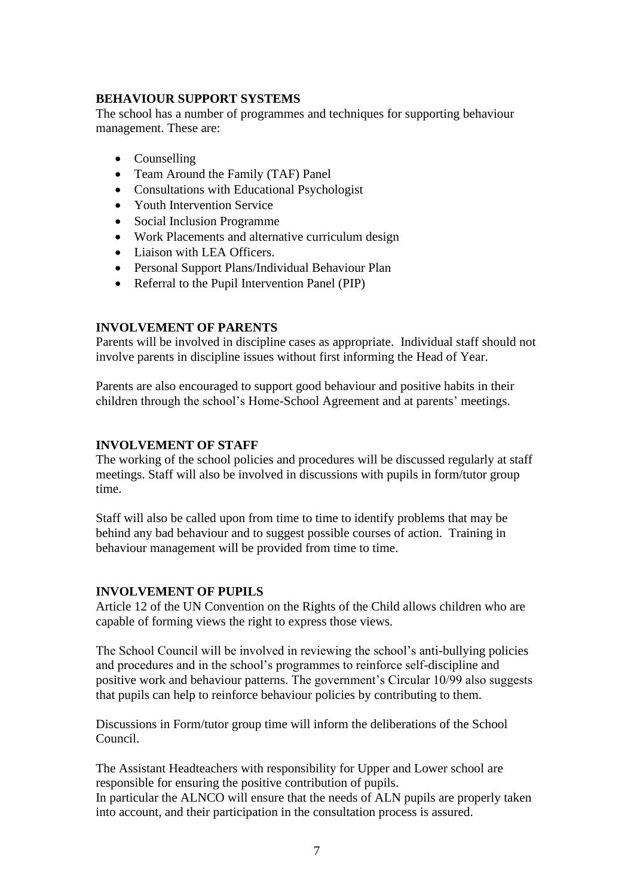**BEHAVIOUR SUPPORT SYSTEMS**

The school has a number of programmes and techniques for supporting behaviour management. These are:

- Counselling
- Team Around the Family (TAF) Panel
- Consultations with Educational Psychologist
- Youth Intervention Service
- Social Inclusion Programme
- Work Placements and alternative curriculum design
- Liaison with LEA Officers.
- Personal Support Plans/Individual Behaviour Plan
- Referral to the Pupil Intervention Panel (PIP)

**INVOLVEMENT OF PARENTS**

Parents will be involved in discipline cases as appropriate. Individual staff should not involve parents in discipline issues without first informing the Head of Year.

Parents are also encouraged to support good behaviour and positive habits in their children through the school's Home-School Agreement and at parents' meetings.

**INVOLVEMENT OF STAFF**

The working of the school policies and procedures will be discussed regularly at staff meetings. Staff will also be involved in discussions with pupils in form/tutor group time.

Staff will also be called upon from time to time to identify problems that may be behind any bad behaviour and to suggest possible courses of action. Training in behaviour management will be provided from time to time.

**INVOLVEMENT OF PUPILS**

Article 12 of the UN Convention on the Rights of the Child allows children who are capable of forming views the right to express those views.

The School Council will be involved in reviewing the school's anti-bullying policies and procedures and in the school's programmes to reinforce self-discipline and positive work and behaviour patterns. The government's Circular 10/99 also suggests that pupils can help to reinforce behaviour policies by contributing to them.

Discussions in Form/tutor group time will inform the deliberations of the School Council.

The Assistant Headteachers with responsibility for Upper and Lower school are responsible for ensuring the positive contribution of pupils.
In particular the ALNCO will ensure that the needs of ALN pupils are properly taken into account, and their participation in the consultation process is assured.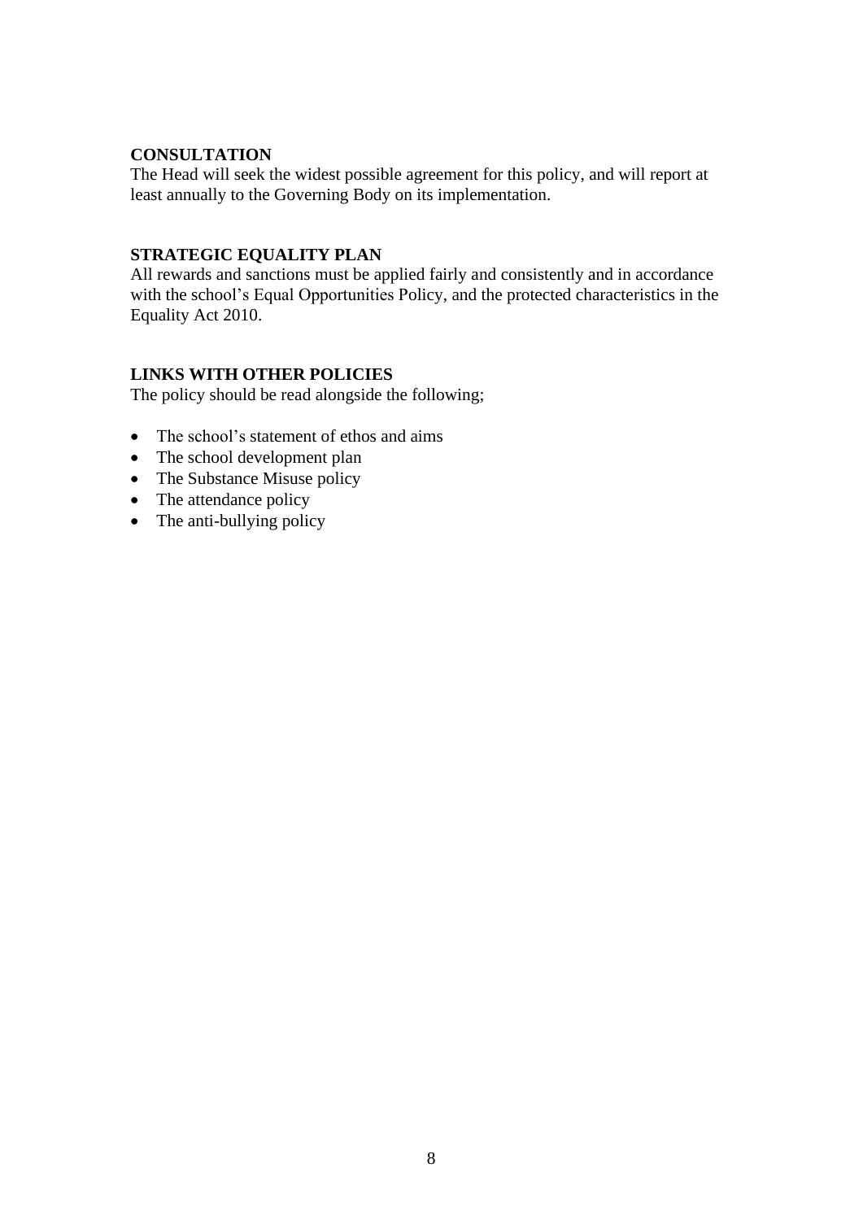**CONSULTATION**

The Head will seek the widest possible agreement for this policy, and will report at least annually to the Governing Body on its implementation.

**STRATEGIC EQUALITY PLAN**

All rewards and sanctions must be applied fairly and consistently and in accordance with the school's Equal Opportunities Policy, and the protected characteristics in the Equality Act 2010.

**LINKS WITH OTHER POLICIES**

The policy should be read alongside the following;

- The school's statement of ethos and aims
- The school development plan
- The Substance Misuse policy
- The attendance policy
- The anti-bullying policy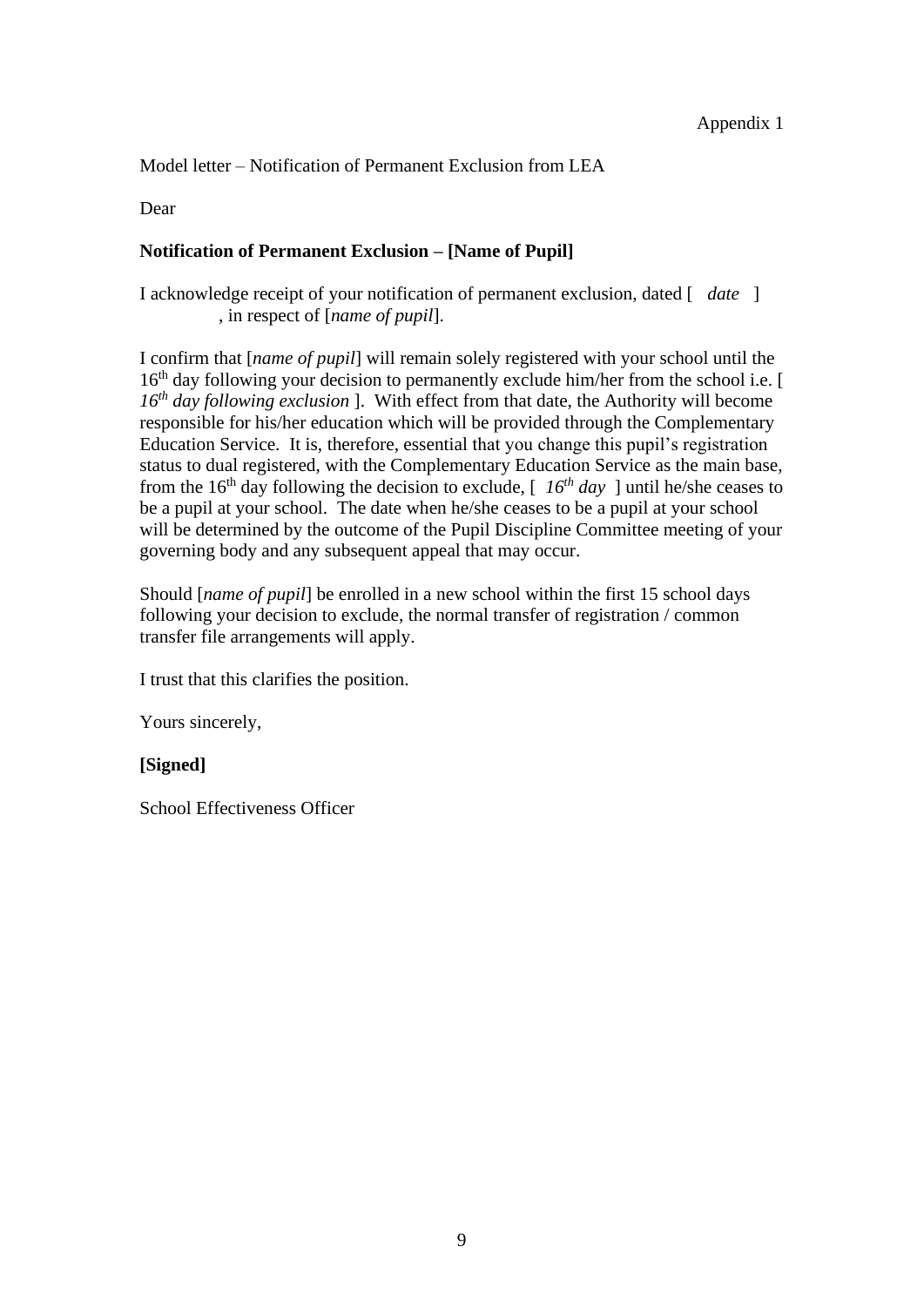Appendix 1

Model letter – Notification of Permanent Exclusion from LEA

Dear

**Notification of Permanent Exclusion – [Name of Pupil]**

I acknowledge receipt of your notification of permanent exclusion, dated [ *date* ] , in respect of [*name of pupil*].

I confirm that [*name of pupil*] will remain solely registered with your school until the 16th day following your decision to permanently exclude him/her from the school i.e. [ *16th day following exclusion* ]. With effect from that date, the Authority will become responsible for his/her education which will be provided through the Complementary Education Service. It is, therefore, essential that you change this pupil's registration status to dual registered, with the Complementary Education Service as the main base, from the 16th day following the decision to exclude, [ *16th day* ] until he/she ceases to be a pupil at your school. The date when he/she ceases to be a pupil at your school will be determined by the outcome of the Pupil Discipline Committee meeting of your governing body and any subsequent appeal that may occur.

Should [*name of pupil*] be enrolled in a new school within the first 15 school days following your decision to exclude, the normal transfer of registration / common transfer file arrangements will apply.

I trust that this clarifies the position.

Yours sincerely,

**[Signed]**

School Effectiveness Officer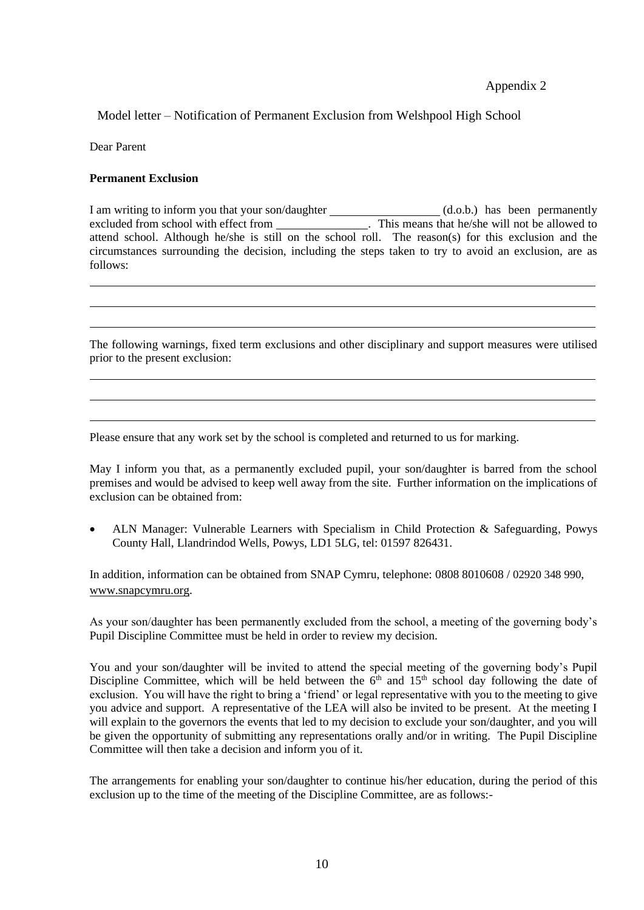Appendix 2

Model letter – Notification of Permanent Exclusion from Welshpool High School

Dear Parent

**Permanent Exclusion**

I am writing to inform you that your son/daughter ________________ (d.o.b.) has been permanently excluded from school with effect from ______________. This means that he/she will not be allowed to attend school. Although he/she is still on the school roll. The reason(s) for this exclusion and the circumstances surrounding the decision, including the steps taken to try to avoid an exclusion, are as follows:

______________________________________________________________________________

______________________________________________________________________________

______________________________________________________________________________

The following warnings, fixed term exclusions and other disciplinary and support measures were utilised prior to the present exclusion:

______________________________________________________________________________

______________________________________________________________________________

______________________________________________________________________________

Please ensure that any work set by the school is completed and returned to us for marking.

May I inform you that, as a permanently excluded pupil, your son/daughter is barred from the school premises and would be advised to keep well away from the site. Further information on the implications of exclusion can be obtained from:

- ALN Manager: Vulnerable Learners with Specialism in Child Protection & Safeguarding, Powys County Hall, Llandrindod Wells, Powys, LD1 5LG, tel: 01597 826431.

In addition, information can be obtained from SNAP Cymru, telephone: 0808 8010608 / 02920 348 990, www.snapcymru.org.

As your son/daughter has been permanently excluded from the school, a meeting of the governing body's Pupil Discipline Committee must be held in order to review my decision.

You and your son/daughter will be invited to attend the special meeting of the governing body's Pupil Discipline Committee, which will be held between the 6th and 15th school day following the date of exclusion. You will have the right to bring a 'friend' or legal representative with you to the meeting to give you advice and support. A representative of the LEA will also be invited to be present. At the meeting I will explain to the governors the events that led to my decision to exclude your son/daughter, and you will be given the opportunity of submitting any representations orally and/or in writing. The Pupil Discipline Committee will then take a decision and inform you of it.

The arrangements for enabling your son/daughter to continue his/her education, during the period of this exclusion up to the time of the meeting of the Discipline Committee, are as follows:-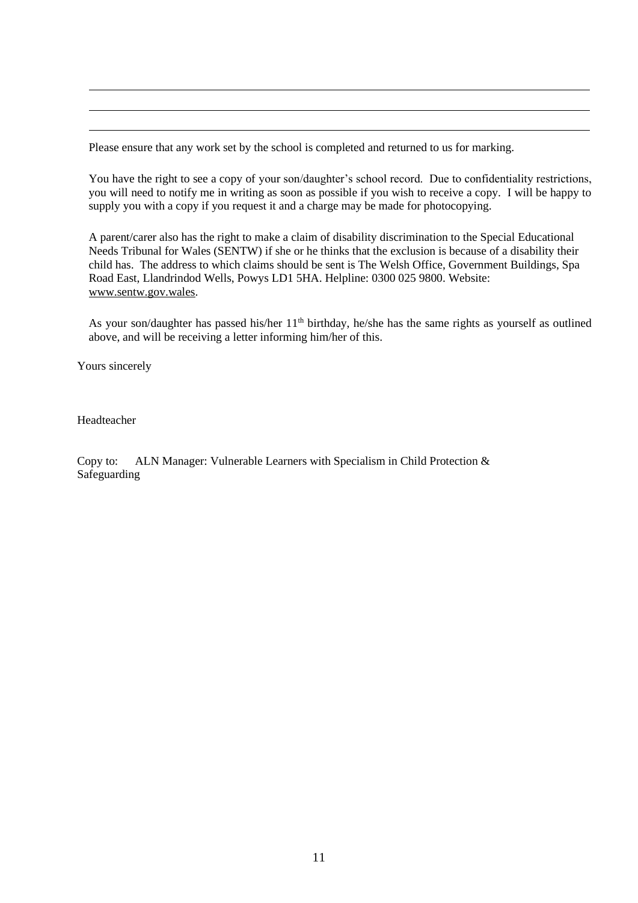Please ensure that any work set by the school is completed and returned to us for marking.

You have the right to see a copy of your son/daughter's school record. Due to confidentiality restrictions, you will need to notify me in writing as soon as possible if you wish to receive a copy. I will be happy to supply you with a copy if you request it and a charge may be made for photocopying.

A parent/carer also has the right to make a claim of disability discrimination to the Special Educational Needs Tribunal for Wales (SENTW) if she or he thinks that the exclusion is because of a disability their child has. The address to which claims should be sent is The Welsh Office, Government Buildings, Spa Road East, Llandrindod Wells, Powys LD1 5HA. Helpline: 0300 025 9800. Website: www.sentw.gov.wales.

As your son/daughter has passed his/her 11th birthday, he/she has the same rights as yourself as outlined above, and will be receiving a letter informing him/her of this.

Yours sincerely

Headteacher

Copy to: ALN Manager: Vulnerable Learners with Specialism in Child Protection & Safeguarding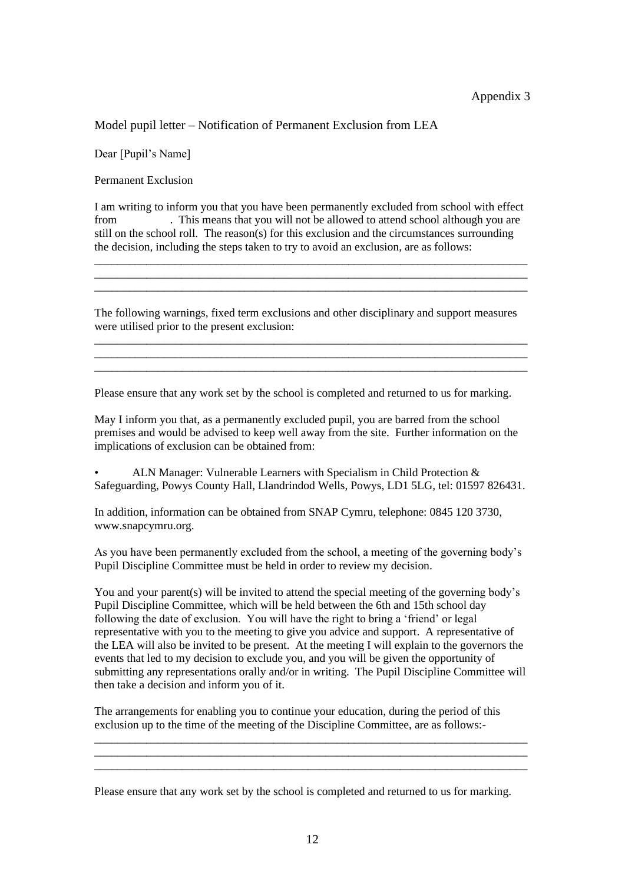Appendix 3

Model pupil letter – Notification of Permanent Exclusion from LEA

Dear [Pupil's Name]

Permanent Exclusion

I am writing to inform you that you have been permanently excluded from school with effect from . This means that you will not be allowed to attend school although you are still on the school roll. The reason(s) for this exclusion and the circumstances surrounding the decision, including the steps taken to try to avoid an exclusion, are as follows:

\_\_\_\_\_\_\_\_\_\_\_\_\_\_\_\_\_\_\_\_\_\_\_\_\_\_\_\_\_\_\_\_\_\_\_\_\_\_\_\_\_\_\_\_\_\_\_\_\_\_\_\_\_\_\_\_\_\_\_\_\_\_\_\_\_\_\_\_\_\_\_\_
\_\_\_\_\_\_\_\_\_\_\_\_\_\_\_\_\_\_\_\_\_\_\_\_\_\_\_\_\_\_\_\_\_\_\_\_\_\_\_\_\_\_\_\_\_\_\_\_\_\_\_\_\_\_\_\_\_\_\_\_\_\_\_\_\_\_\_\_\_\_\_\_
\_\_\_\_\_\_\_\_\_\_\_\_\_\_\_\_\_\_\_\_\_\_\_\_\_\_\_\_\_\_\_\_\_\_\_\_\_\_\_\_\_\_\_\_\_\_\_\_\_\_\_\_\_\_\_\_\_\_\_\_\_\_\_\_\_\_\_\_\_\_\_\_

The following warnings, fixed term exclusions and other disciplinary and support measures were utilised prior to the present exclusion:

\_\_\_\_\_\_\_\_\_\_\_\_\_\_\_\_\_\_\_\_\_\_\_\_\_\_\_\_\_\_\_\_\_\_\_\_\_\_\_\_\_\_\_\_\_\_\_\_\_\_\_\_\_\_\_\_\_\_\_\_\_\_\_\_\_\_\_\_\_\_\_\_
\_\_\_\_\_\_\_\_\_\_\_\_\_\_\_\_\_\_\_\_\_\_\_\_\_\_\_\_\_\_\_\_\_\_\_\_\_\_\_\_\_\_\_\_\_\_\_\_\_\_\_\_\_\_\_\_\_\_\_\_\_\_\_\_\_\_\_\_\_\_\_\_
\_\_\_\_\_\_\_\_\_\_\_\_\_\_\_\_\_\_\_\_\_\_\_\_\_\_\_\_\_\_\_\_\_\_\_\_\_\_\_\_\_\_\_\_\_\_\_\_\_\_\_\_\_\_\_\_\_\_\_\_\_\_\_\_\_\_\_\_\_\_\_\_

Please ensure that any work set by the school is completed and returned to us for marking.

May I inform you that, as a permanently excluded pupil, you are barred from the school premises and would be advised to keep well away from the site. Further information on the implications of exclusion can be obtained from:

- ALN Manager: Vulnerable Learners with Specialism in Child Protection & Safeguarding, Powys County Hall, Llandrindod Wells, Powys, LD1 5LG, tel: 01597 826431.

In addition, information can be obtained from SNAP Cymru, telephone: 0845 120 3730, www.snapcymru.org.

As you have been permanently excluded from the school, a meeting of the governing body's Pupil Discipline Committee must be held in order to review my decision.

You and your parent(s) will be invited to attend the special meeting of the governing body's Pupil Discipline Committee, which will be held between the 6th and 15th school day following the date of exclusion. You will have the right to bring a 'friend' or legal representative with you to the meeting to give you advice and support. A representative of the LEA will also be invited to be present. At the meeting I will explain to the governors the events that led to my decision to exclude you, and you will be given the opportunity of submitting any representations orally and/or in writing. The Pupil Discipline Committee will then take a decision and inform you of it.

The arrangements for enabling you to continue your education, during the period of this exclusion up to the time of the meeting of the Discipline Committee, are as follows:-

\_\_\_\_\_\_\_\_\_\_\_\_\_\_\_\_\_\_\_\_\_\_\_\_\_\_\_\_\_\_\_\_\_\_\_\_\_\_\_\_\_\_\_\_\_\_\_\_\_\_\_\_\_\_\_\_\_\_\_\_\_\_\_\_\_\_\_\_\_\_\_\_
\_\_\_\_\_\_\_\_\_\_\_\_\_\_\_\_\_\_\_\_\_\_\_\_\_\_\_\_\_\_\_\_\_\_\_\_\_\_\_\_\_\_\_\_\_\_\_\_\_\_\_\_\_\_\_\_\_\_\_\_\_\_\_\_\_\_\_\_\_\_\_\_
\_\_\_\_\_\_\_\_\_\_\_\_\_\_\_\_\_\_\_\_\_\_\_\_\_\_\_\_\_\_\_\_\_\_\_\_\_\_\_\_\_\_\_\_\_\_\_\_\_\_\_\_\_\_\_\_\_\_\_\_\_\_\_\_\_\_\_\_\_\_\_\_

Please ensure that any work set by the school is completed and returned to us for marking.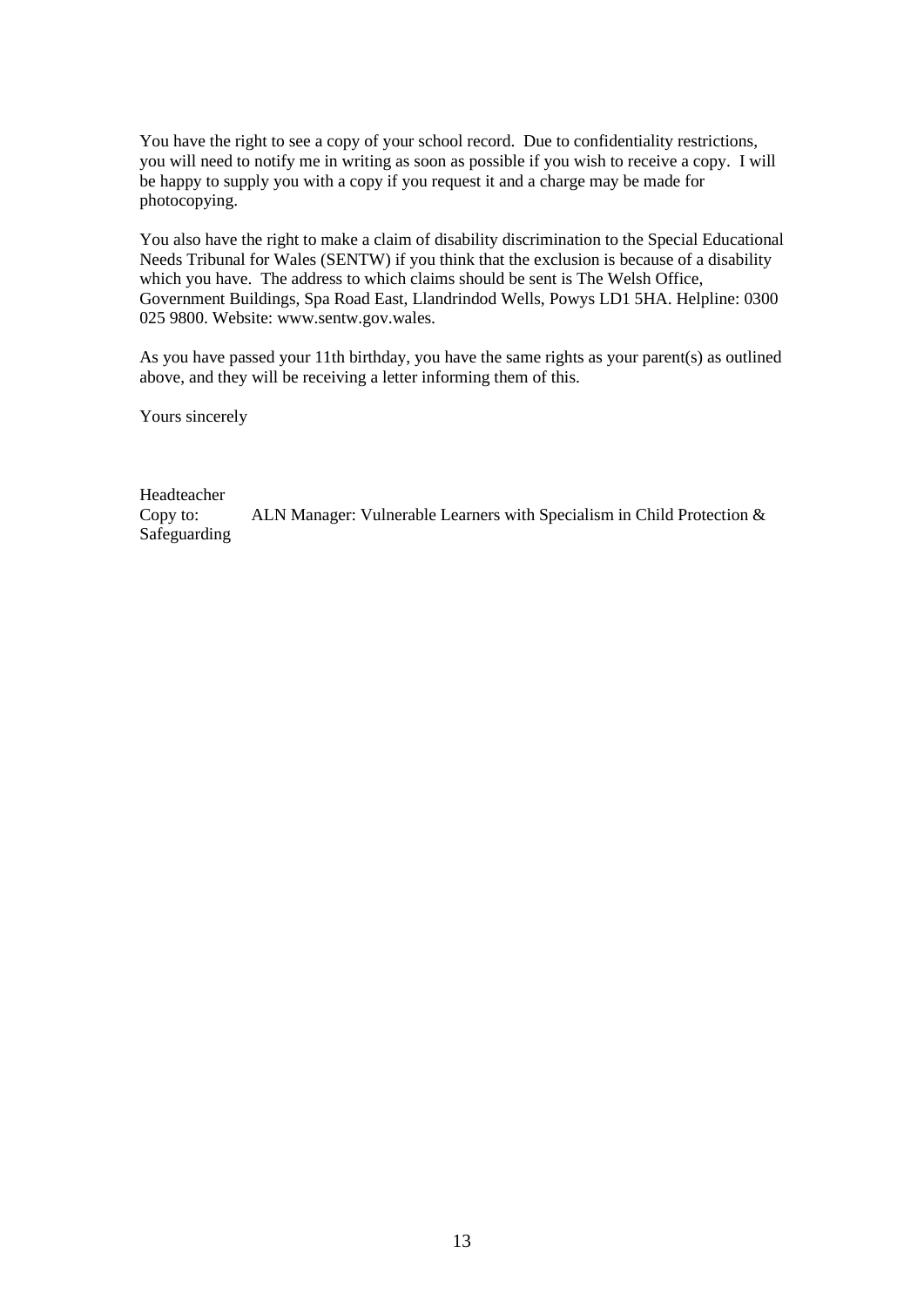You have the right to see a copy of your school record. Due to confidentiality restrictions, you will need to notify me in writing as soon as possible if you wish to receive a copy. I will be happy to supply you with a copy if you request it and a charge may be made for photocopying.

You also have the right to make a claim of disability discrimination to the Special Educational Needs Tribunal for Wales (SENTW) if you think that the exclusion is because of a disability which you have. The address to which claims should be sent is The Welsh Office, Government Buildings, Spa Road East, Llandrindod Wells, Powys LD1 5HA. Helpline: 0300 025 9800. Website: www.sentw.gov.wales.

As you have passed your 11th birthday, you have the same rights as your parent(s) as outlined above, and they will be receiving a letter informing them of this.

Yours sincerely

Headteacher
Copy to: ALN Manager: Vulnerable Learners with Specialism in Child Protection & Safeguarding